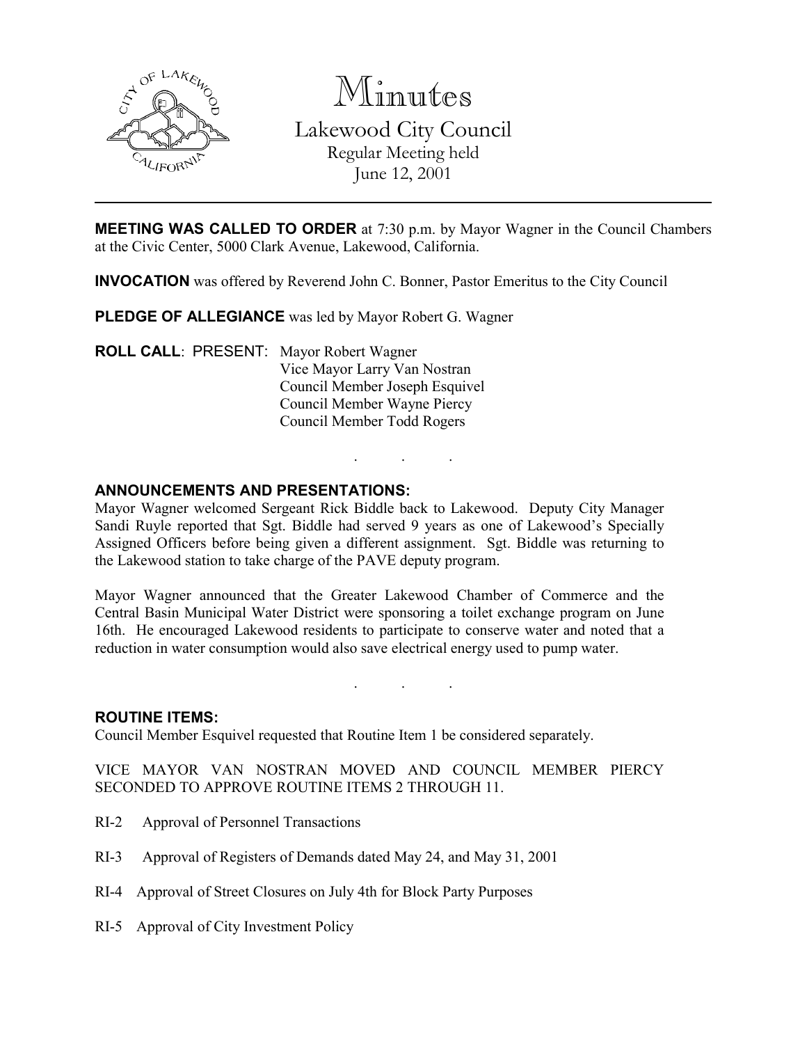# Minutes

Lakewood City Council
Regular Meeting held
June 12, 2001

---

**MEETING WAS CALLED TO ORDER** at 7:30 p.m. by Mayor Wagner in the Council Chambers at the Civic Center, 5000 Clark Avenue, Lakewood, California.

**INVOCATION** was offered by Reverend John C. Bonner, Pastor Emeritus to the City Council

**PLEDGE OF ALLEGIANCE** was led by Mayor Robert G. Wagner

**ROLL CALL**: PRESENT: Mayor Robert Wagner
Vice Mayor Larry Van Nostran
Council Member Joseph Esquivel
Council Member Wayne Piercy
Council Member Todd Rogers

. . .

**ANNOUNCEMENTS AND PRESENTATIONS:**

Mayor Wagner welcomed Sergeant Rick Biddle back to Lakewood. Deputy City Manager Sandi Ruyle reported that Sgt. Biddle had served 9 years as one of Lakewood's Specially Assigned Officers before being given a different assignment. Sgt. Biddle was returning to the Lakewood station to take charge of the PAVE deputy program.

Mayor Wagner announced that the Greater Lakewood Chamber of Commerce and the Central Basin Municipal Water District were sponsoring a toilet exchange program on June 16th. He encouraged Lakewood residents to participate to conserve water and noted that a reduction in water consumption would also save electrical energy used to pump water.

. . .

**ROUTINE ITEMS:**

Council Member Esquivel requested that Routine Item 1 be considered separately.

VICE MAYOR VAN NOSTRAN MOVED AND COUNCIL MEMBER PIERCY SECONDED TO APPROVE ROUTINE ITEMS 2 THROUGH 11.

RI-2 Approval of Personnel Transactions

RI-3 Approval of Registers of Demands dated May 24, and May 31, 2001

RI-4 Approval of Street Closures on July 4th for Block Party Purposes

RI-5 Approval of City Investment Policy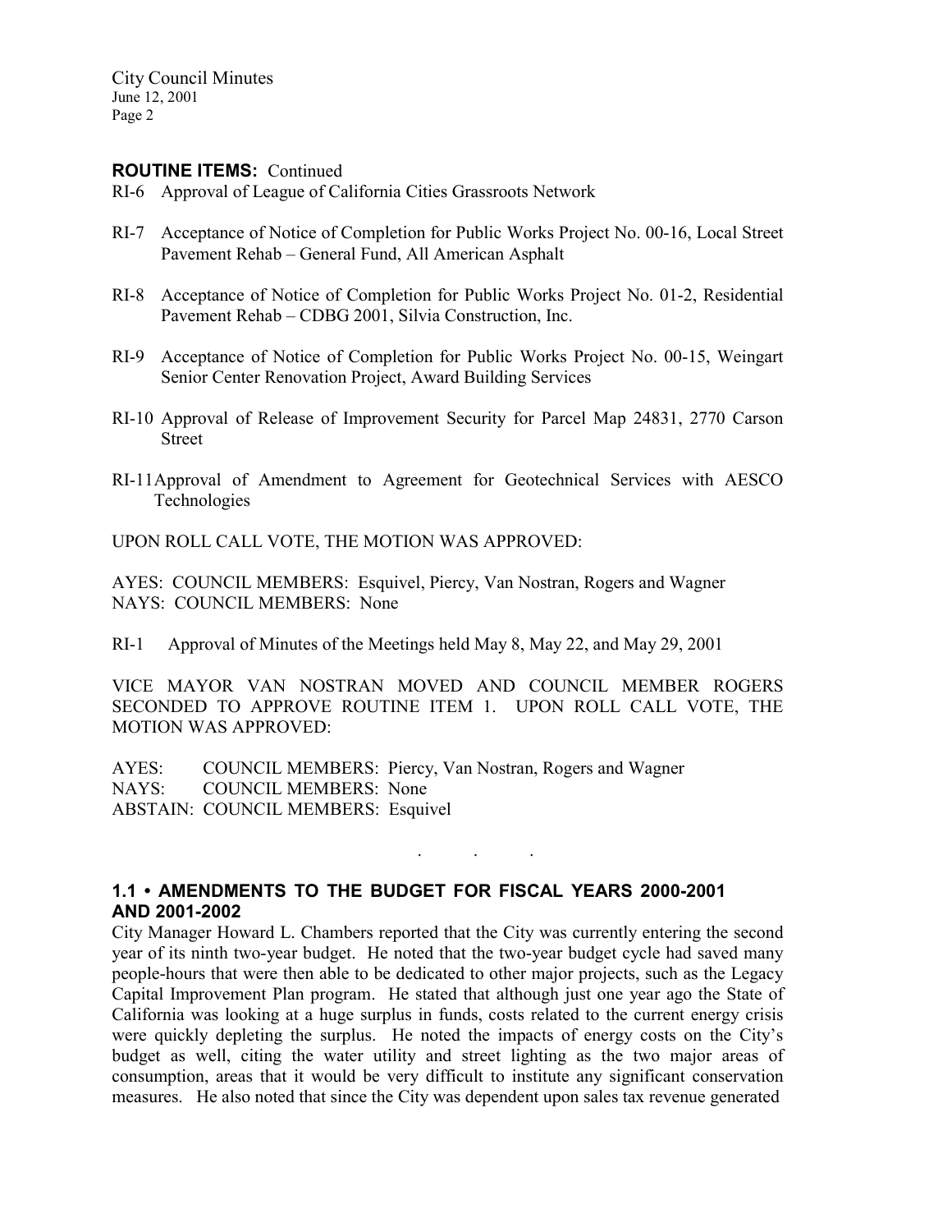**ROUTINE ITEMS:** Continued

RI-6 Approval of League of California Cities Grassroots Network

RI-7 Acceptance of Notice of Completion for Public Works Project No. 00-16, Local Street Pavement Rehab – General Fund, All American Asphalt

RI-8 Acceptance of Notice of Completion for Public Works Project No. 01-2, Residential Pavement Rehab – CDBG 2001, Silvia Construction, Inc.

RI-9 Acceptance of Notice of Completion for Public Works Project No. 00-15, Weingart Senior Center Renovation Project, Award Building Services

RI-10 Approval of Release of Improvement Security for Parcel Map 24831, 2770 Carson Street

RI-11 Approval of Amendment to Agreement for Geotechnical Services with AESCO Technologies

UPON ROLL CALL VOTE, THE MOTION WAS APPROVED:

AYES: COUNCIL MEMBERS: Esquivel, Piercy, Van Nostran, Rogers and Wagner
NAYS: COUNCIL MEMBERS: None

RI-1 Approval of Minutes of the Meetings held May 8, May 22, and May 29, 2001

VICE MAYOR VAN NOSTRAN MOVED AND COUNCIL MEMBER ROGERS SECONDED TO APPROVE ROUTINE ITEM 1. UPON ROLL CALL VOTE, THE MOTION WAS APPROVED:

AYES: COUNCIL MEMBERS: Piercy, Van Nostran, Rogers and Wagner
NAYS: COUNCIL MEMBERS: None
ABSTAIN: COUNCIL MEMBERS: Esquivel

. . .

## 1.1 • AMENDMENTS TO THE BUDGET FOR FISCAL YEARS 2000-2001 AND 2001-2002

City Manager Howard L. Chambers reported that the City was currently entering the second year of its ninth two-year budget. He noted that the two-year budget cycle had saved many people-hours that were then able to be dedicated to other major projects, such as the Legacy Capital Improvement Plan program. He stated that although just one year ago the State of California was looking at a huge surplus in funds, costs related to the current energy crisis were quickly depleting the surplus. He noted the impacts of energy costs on the City's budget as well, citing the water utility and street lighting as the two major areas of consumption, areas that it would be very difficult to institute any significant conservation measures. He also noted that since the City was dependent upon sales tax revenue generated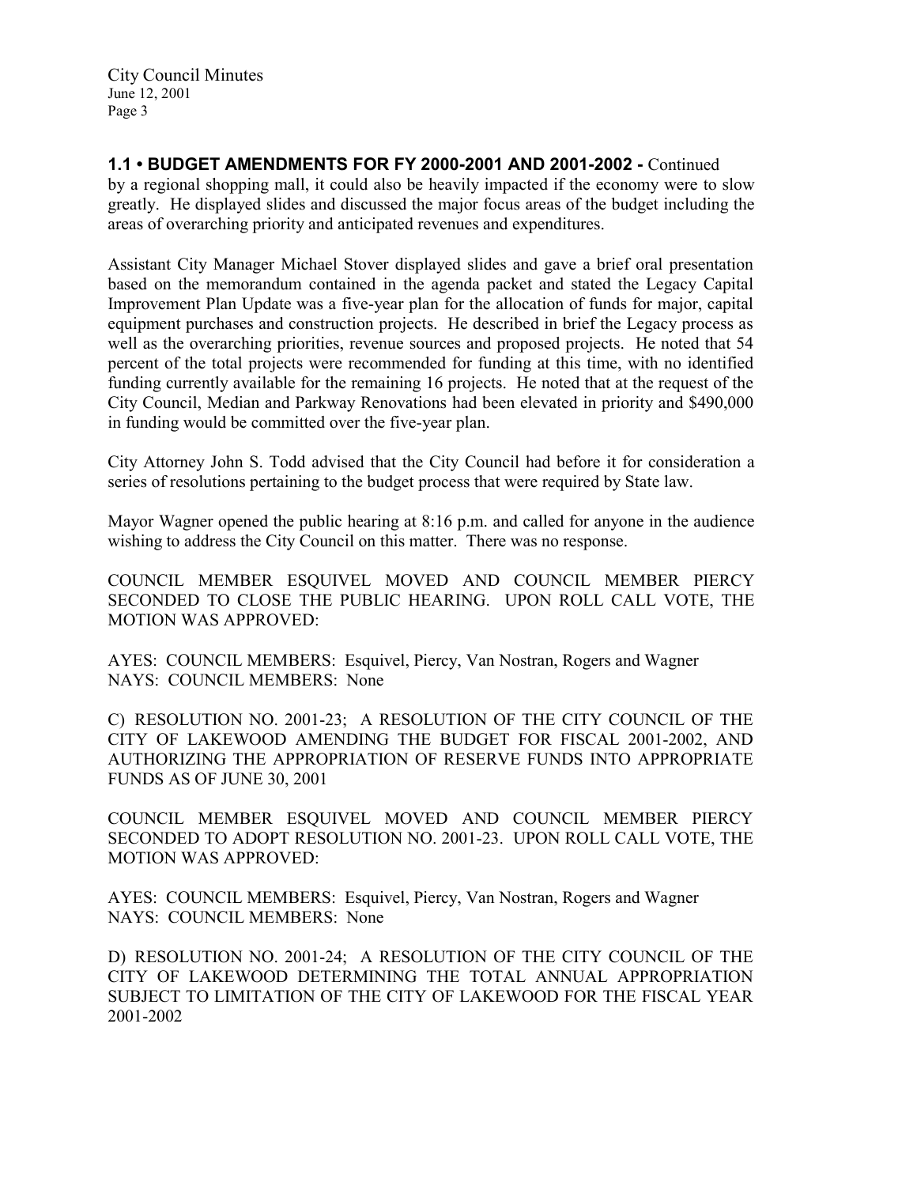**1.1 • BUDGET AMENDMENTS FOR FY 2000-2001 AND 2001-2002 -** Continued

by a regional shopping mall, it could also be heavily impacted if the economy were to slow greatly. He displayed slides and discussed the major focus areas of the budget including the areas of overarching priority and anticipated revenues and expenditures.

Assistant City Manager Michael Stover displayed slides and gave a brief oral presentation based on the memorandum contained in the agenda packet and stated the Legacy Capital Improvement Plan Update was a five-year plan for the allocation of funds for major, capital equipment purchases and construction projects. He described in brief the Legacy process as well as the overarching priorities, revenue sources and proposed projects. He noted that 54 percent of the total projects were recommended for funding at this time, with no identified funding currently available for the remaining 16 projects. He noted that at the request of the City Council, Median and Parkway Renovations had been elevated in priority and $490,000 in funding would be committed over the five-year plan.

City Attorney John S. Todd advised that the City Council had before it for consideration a series of resolutions pertaining to the budget process that were required by State law.

Mayor Wagner opened the public hearing at 8:16 p.m. and called for anyone in the audience wishing to address the City Council on this matter. There was no response.

COUNCIL MEMBER ESQUIVEL MOVED AND COUNCIL MEMBER PIERCY SECONDED TO CLOSE THE PUBLIC HEARING. UPON ROLL CALL VOTE, THE MOTION WAS APPROVED:

AYES: COUNCIL MEMBERS: Esquivel, Piercy, Van Nostran, Rogers and Wagner
NAYS: COUNCIL MEMBERS: None

C) RESOLUTION NO. 2001-23; A RESOLUTION OF THE CITY COUNCIL OF THE CITY OF LAKEWOOD AMENDING THE BUDGET FOR FISCAL 2001-2002, AND AUTHORIZING THE APPROPRIATION OF RESERVE FUNDS INTO APPROPRIATE FUNDS AS OF JUNE 30, 2001

COUNCIL MEMBER ESQUIVEL MOVED AND COUNCIL MEMBER PIERCY SECONDED TO ADOPT RESOLUTION NO. 2001-23. UPON ROLL CALL VOTE, THE MOTION WAS APPROVED:

AYES: COUNCIL MEMBERS: Esquivel, Piercy, Van Nostran, Rogers and Wagner
NAYS: COUNCIL MEMBERS: None

D) RESOLUTION NO. 2001-24; A RESOLUTION OF THE CITY COUNCIL OF THE CITY OF LAKEWOOD DETERMINING THE TOTAL ANNUAL APPROPRIATION SUBJECT TO LIMITATION OF THE CITY OF LAKEWOOD FOR THE FISCAL YEAR 2001-2002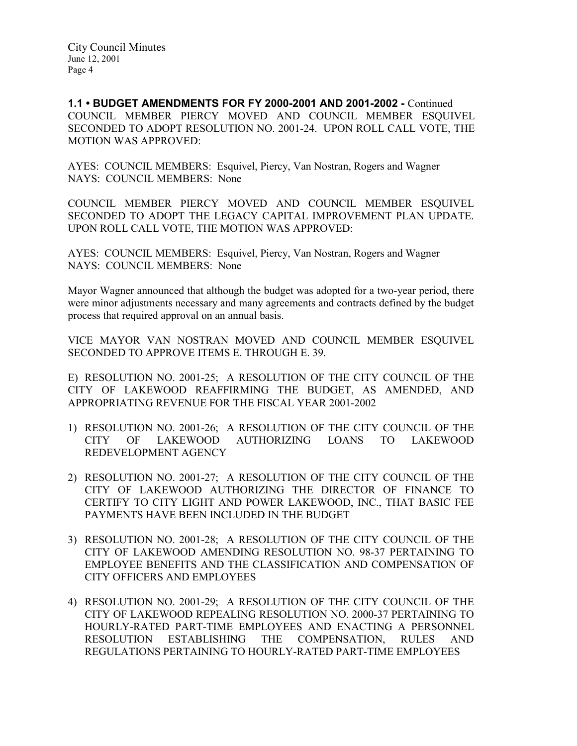**1.1 • BUDGET AMENDMENTS FOR FY 2000-2001 AND 2001-2002 -** Continued

COUNCIL MEMBER PIERCY MOVED AND COUNCIL MEMBER ESQUIVEL SECONDED TO ADOPT RESOLUTION NO. 2001-24. UPON ROLL CALL VOTE, THE MOTION WAS APPROVED:

AYES: COUNCIL MEMBERS: Esquivel, Piercy, Van Nostran, Rogers and Wagner
NAYS: COUNCIL MEMBERS: None

COUNCIL MEMBER PIERCY MOVED AND COUNCIL MEMBER ESQUIVEL SECONDED TO ADOPT THE LEGACY CAPITAL IMPROVEMENT PLAN UPDATE. UPON ROLL CALL VOTE, THE MOTION WAS APPROVED:

AYES: COUNCIL MEMBERS: Esquivel, Piercy, Van Nostran, Rogers and Wagner
NAYS: COUNCIL MEMBERS: None

Mayor Wagner announced that although the budget was adopted for a two-year period, there were minor adjustments necessary and many agreements and contracts defined by the budget process that required approval on an annual basis.

VICE MAYOR VAN NOSTRAN MOVED AND COUNCIL MEMBER ESQUIVEL SECONDED TO APPROVE ITEMS E. THROUGH E. 39.

E) RESOLUTION NO. 2001-25; A RESOLUTION OF THE CITY COUNCIL OF THE CITY OF LAKEWOOD REAFFIRMING THE BUDGET, AS AMENDED, AND APPROPRIATING REVENUE FOR THE FISCAL YEAR 2001-2002

1) RESOLUTION NO. 2001-26; A RESOLUTION OF THE CITY COUNCIL OF THE CITY OF LAKEWOOD AUTHORIZING LOANS TO LAKEWOOD REDEVELOPMENT AGENCY

2) RESOLUTION NO. 2001-27; A RESOLUTION OF THE CITY COUNCIL OF THE CITY OF LAKEWOOD AUTHORIZING THE DIRECTOR OF FINANCE TO CERTIFY TO CITY LIGHT AND POWER LAKEWOOD, INC., THAT BASIC FEE PAYMENTS HAVE BEEN INCLUDED IN THE BUDGET

3) RESOLUTION NO. 2001-28; A RESOLUTION OF THE CITY COUNCIL OF THE CITY OF LAKEWOOD AMENDING RESOLUTION NO. 98-37 PERTAINING TO EMPLOYEE BENEFITS AND THE CLASSIFICATION AND COMPENSATION OF CITY OFFICERS AND EMPLOYEES

4) RESOLUTION NO. 2001-29; A RESOLUTION OF THE CITY COUNCIL OF THE CITY OF LAKEWOOD REPEALING RESOLUTION NO. 2000-37 PERTAINING TO HOURLY-RATED PART-TIME EMPLOYEES AND ENACTING A PERSONNEL RESOLUTION ESTABLISHING THE COMPENSATION, RULES AND REGULATIONS PERTAINING TO HOURLY-RATED PART-TIME EMPLOYEES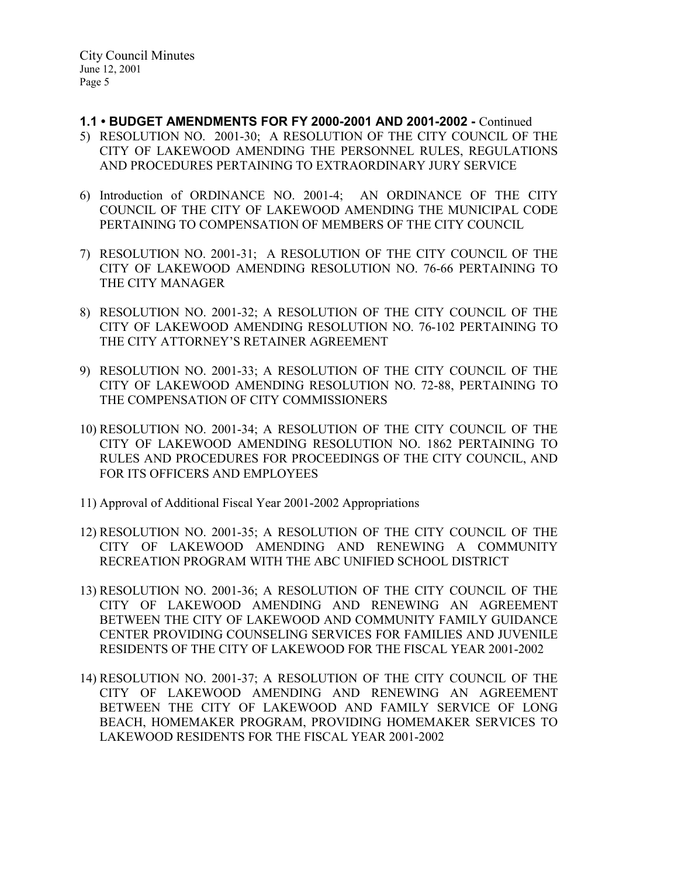**1.1 • BUDGET AMENDMENTS FOR FY 2000-2001 AND 2001-2002 -** Continued

5) RESOLUTION NO. 2001-30; A RESOLUTION OF THE CITY COUNCIL OF THE CITY OF LAKEWOOD AMENDING THE PERSONNEL RULES, REGULATIONS AND PROCEDURES PERTAINING TO EXTRAORDINARY JURY SERVICE

6) Introduction of ORDINANCE NO. 2001-4; AN ORDINANCE OF THE CITY COUNCIL OF THE CITY OF LAKEWOOD AMENDING THE MUNICIPAL CODE PERTAINING TO COMPENSATION OF MEMBERS OF THE CITY COUNCIL

7) RESOLUTION NO. 2001-31; A RESOLUTION OF THE CITY COUNCIL OF THE CITY OF LAKEWOOD AMENDING RESOLUTION NO. 76-66 PERTAINING TO THE CITY MANAGER

8) RESOLUTION NO. 2001-32; A RESOLUTION OF THE CITY COUNCIL OF THE CITY OF LAKEWOOD AMENDING RESOLUTION NO. 76-102 PERTAINING TO THE CITY ATTORNEY'S RETAINER AGREEMENT

9) RESOLUTION NO. 2001-33; A RESOLUTION OF THE CITY COUNCIL OF THE CITY OF LAKEWOOD AMENDING RESOLUTION NO. 72-88, PERTAINING TO THE COMPENSATION OF CITY COMMISSIONERS

10) RESOLUTION NO. 2001-34; A RESOLUTION OF THE CITY COUNCIL OF THE CITY OF LAKEWOOD AMENDING RESOLUTION NO. 1862 PERTAINING TO RULES AND PROCEDURES FOR PROCEEDINGS OF THE CITY COUNCIL, AND FOR ITS OFFICERS AND EMPLOYEES

11) Approval of Additional Fiscal Year 2001-2002 Appropriations

12) RESOLUTION NO. 2001-35; A RESOLUTION OF THE CITY COUNCIL OF THE CITY OF LAKEWOOD AMENDING AND RENEWING A COMMUNITY RECREATION PROGRAM WITH THE ABC UNIFIED SCHOOL DISTRICT

13) RESOLUTION NO. 2001-36; A RESOLUTION OF THE CITY COUNCIL OF THE CITY OF LAKEWOOD AMENDING AND RENEWING AN AGREEMENT BETWEEN THE CITY OF LAKEWOOD AND COMMUNITY FAMILY GUIDANCE CENTER PROVIDING COUNSELING SERVICES FOR FAMILIES AND JUVENILE RESIDENTS OF THE CITY OF LAKEWOOD FOR THE FISCAL YEAR 2001-2002

14) RESOLUTION NO. 2001-37; A RESOLUTION OF THE CITY COUNCIL OF THE CITY OF LAKEWOOD AMENDING AND RENEWING AN AGREEMENT BETWEEN THE CITY OF LAKEWOOD AND FAMILY SERVICE OF LONG BEACH, HOMEMAKER PROGRAM, PROVIDING HOMEMAKER SERVICES TO LAKEWOOD RESIDENTS FOR THE FISCAL YEAR 2001-2002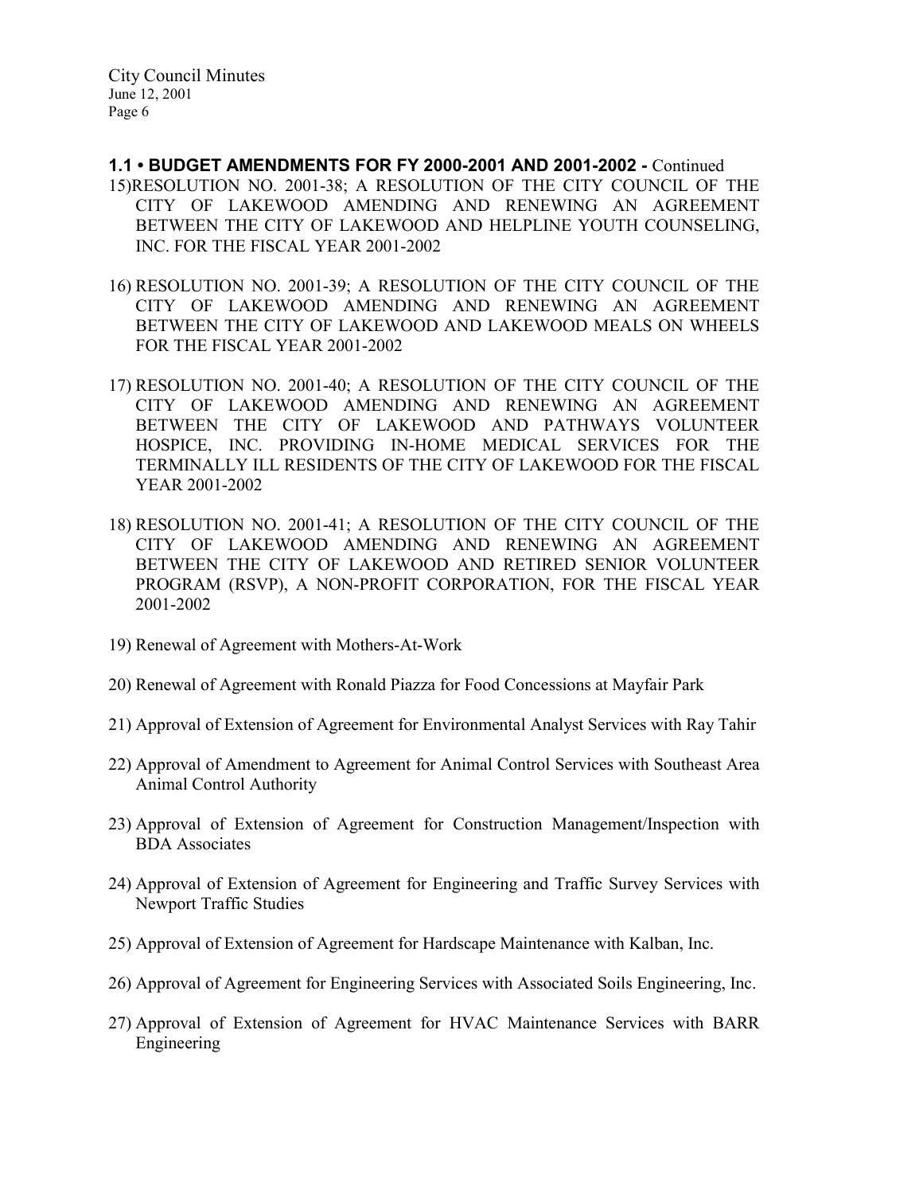## 1.1 • BUDGET AMENDMENTS FOR FY 2000-2001 AND 2001-2002 - Continued

15) RESOLUTION NO. 2001-38; A RESOLUTION OF THE CITY COUNCIL OF THE CITY OF LAKEWOOD AMENDING AND RENEWING AN AGREEMENT BETWEEN THE CITY OF LAKEWOOD AND HELPLINE YOUTH COUNSELING, INC. FOR THE FISCAL YEAR 2001-2002

16) RESOLUTION NO. 2001-39; A RESOLUTION OF THE CITY COUNCIL OF THE CITY OF LAKEWOOD AMENDING AND RENEWING AN AGREEMENT BETWEEN THE CITY OF LAKEWOOD AND LAKEWOOD MEALS ON WHEELS FOR THE FISCAL YEAR 2001-2002

17) RESOLUTION NO. 2001-40; A RESOLUTION OF THE CITY COUNCIL OF THE CITY OF LAKEWOOD AMENDING AND RENEWING AN AGREEMENT BETWEEN THE CITY OF LAKEWOOD AND PATHWAYS VOLUNTEER HOSPICE, INC. PROVIDING IN-HOME MEDICAL SERVICES FOR THE TERMINALLY ILL RESIDENTS OF THE CITY OF LAKEWOOD FOR THE FISCAL YEAR 2001-2002

18) RESOLUTION NO. 2001-41; A RESOLUTION OF THE CITY COUNCIL OF THE CITY OF LAKEWOOD AMENDING AND RENEWING AN AGREEMENT BETWEEN THE CITY OF LAKEWOOD AND RETIRED SENIOR VOLUNTEER PROGRAM (RSVP), A NON-PROFIT CORPORATION, FOR THE FISCAL YEAR 2001-2002

19) Renewal of Agreement with Mothers-At-Work

20) Renewal of Agreement with Ronald Piazza for Food Concessions at Mayfair Park

21) Approval of Extension of Agreement for Environmental Analyst Services with Ray Tahir

22) Approval of Amendment to Agreement for Animal Control Services with Southeast Area Animal Control Authority

23) Approval of Extension of Agreement for Construction Management/Inspection with BDA Associates

24) Approval of Extension of Agreement for Engineering and Traffic Survey Services with Newport Traffic Studies

25) Approval of Extension of Agreement for Hardscape Maintenance with Kalban, Inc.

26) Approval of Agreement for Engineering Services with Associated Soils Engineering, Inc.

27) Approval of Extension of Agreement for HVAC Maintenance Services with BARR Engineering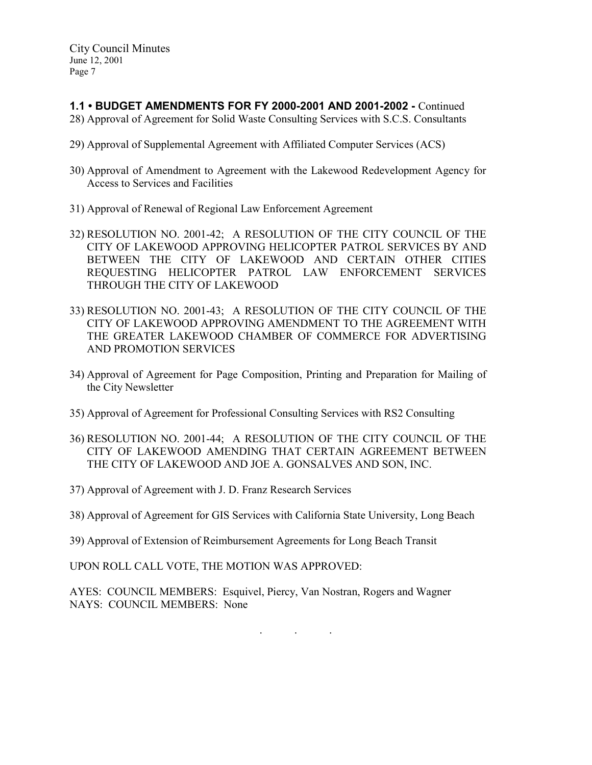**1.1 • BUDGET AMENDMENTS FOR FY 2000-2001 AND 2001-2002 -** Continued

28) Approval of Agreement for Solid Waste Consulting Services with S.C.S. Consultants

29) Approval of Supplemental Agreement with Affiliated Computer Services (ACS)

30) Approval of Amendment to Agreement with the Lakewood Redevelopment Agency for Access to Services and Facilities

31) Approval of Renewal of Regional Law Enforcement Agreement

32) RESOLUTION NO. 2001-42; A RESOLUTION OF THE CITY COUNCIL OF THE CITY OF LAKEWOOD APPROVING HELICOPTER PATROL SERVICES BY AND BETWEEN THE CITY OF LAKEWOOD AND CERTAIN OTHER CITIES REQUESTING HELICOPTER PATROL LAW ENFORCEMENT SERVICES THROUGH THE CITY OF LAKEWOOD

33) RESOLUTION NO. 2001-43; A RESOLUTION OF THE CITY COUNCIL OF THE CITY OF LAKEWOOD APPROVING AMENDMENT TO THE AGREEMENT WITH THE GREATER LAKEWOOD CHAMBER OF COMMERCE FOR ADVERTISING AND PROMOTION SERVICES

34) Approval of Agreement for Page Composition, Printing and Preparation for Mailing of the City Newsletter

35) Approval of Agreement for Professional Consulting Services with RS2 Consulting

36) RESOLUTION NO. 2001-44; A RESOLUTION OF THE CITY COUNCIL OF THE CITY OF LAKEWOOD AMENDING THAT CERTAIN AGREEMENT BETWEEN THE CITY OF LAKEWOOD AND JOE A. GONSALVES AND SON, INC.

37) Approval of Agreement with J. D. Franz Research Services

38) Approval of Agreement for GIS Services with California State University, Long Beach

39) Approval of Extension of Reimbursement Agreements for Long Beach Transit

UPON ROLL CALL VOTE, THE MOTION WAS APPROVED:

AYES: COUNCIL MEMBERS: Esquivel, Piercy, Van Nostran, Rogers and Wagner
NAYS: COUNCIL MEMBERS: None

. . .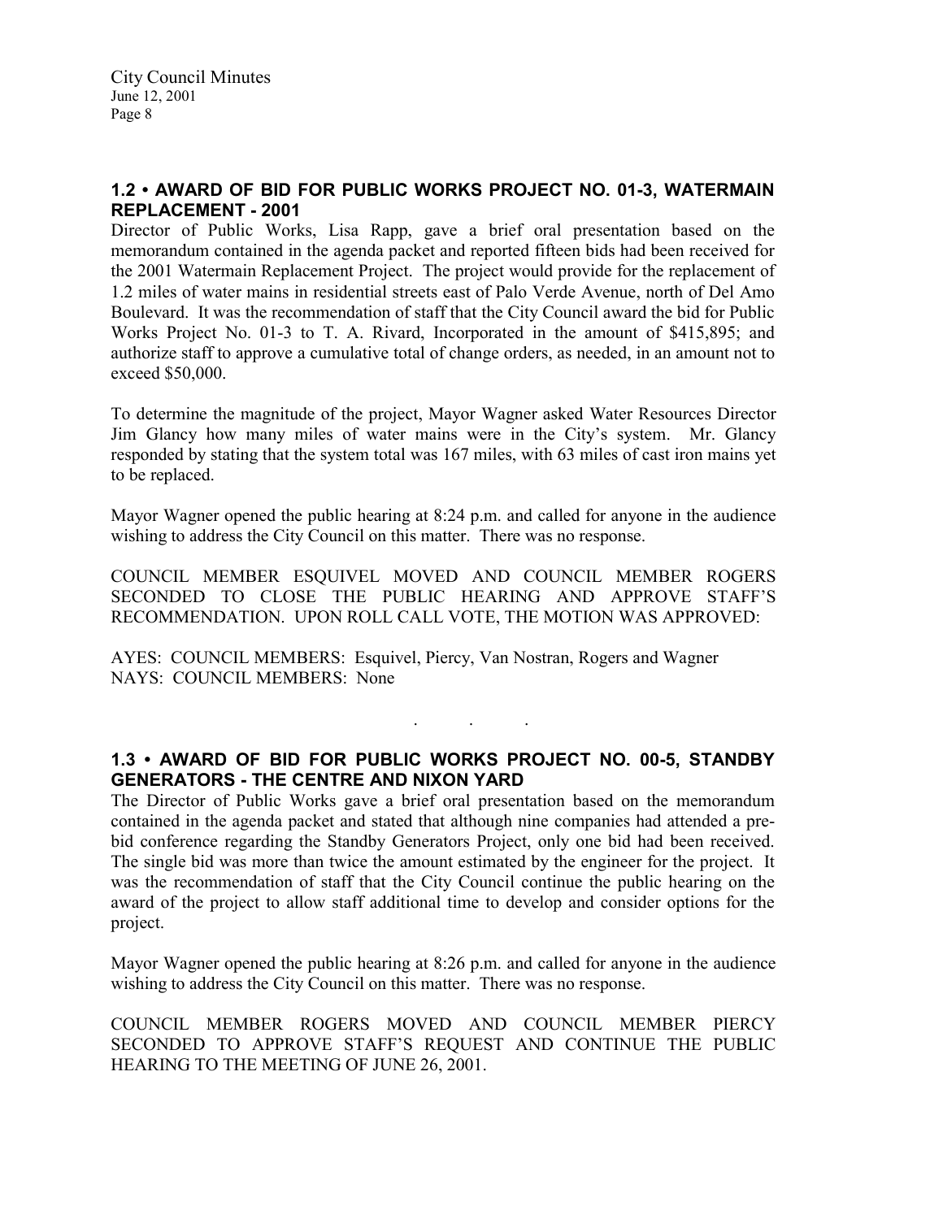## 1.2 • AWARD OF BID FOR PUBLIC WORKS PROJECT NO. 01-3, WATERMAIN REPLACEMENT - 2001

Director of Public Works, Lisa Rapp, gave a brief oral presentation based on the memorandum contained in the agenda packet and reported fifteen bids had been received for the 2001 Watermain Replacement Project. The project would provide for the replacement of 1.2 miles of water mains in residential streets east of Palo Verde Avenue, north of Del Amo Boulevard. It was the recommendation of staff that the City Council award the bid for Public Works Project No. 01-3 to T. A. Rivard, Incorporated in the amount of $415,895; and authorize staff to approve a cumulative total of change orders, as needed, in an amount not to exceed $50,000.

To determine the magnitude of the project, Mayor Wagner asked Water Resources Director Jim Glancy how many miles of water mains were in the City's system. Mr. Glancy responded by stating that the system total was 167 miles, with 63 miles of cast iron mains yet to be replaced.

Mayor Wagner opened the public hearing at 8:24 p.m. and called for anyone in the audience wishing to address the City Council on this matter. There was no response.

COUNCIL MEMBER ESQUIVEL MOVED AND COUNCIL MEMBER ROGERS SECONDED TO CLOSE THE PUBLIC HEARING AND APPROVE STAFF'S RECOMMENDATION. UPON ROLL CALL VOTE, THE MOTION WAS APPROVED:

AYES: COUNCIL MEMBERS: Esquivel, Piercy, Van Nostran, Rogers and Wagner
NAYS: COUNCIL MEMBERS: None

. . .

## 1.3 • AWARD OF BID FOR PUBLIC WORKS PROJECT NO. 00-5, STANDBY GENERATORS - THE CENTRE AND NIXON YARD

The Director of Public Works gave a brief oral presentation based on the memorandum contained in the agenda packet and stated that although nine companies had attended a pre-bid conference regarding the Standby Generators Project, only one bid had been received. The single bid was more than twice the amount estimated by the engineer for the project. It was the recommendation of staff that the City Council continue the public hearing on the award of the project to allow staff additional time to develop and consider options for the project.

Mayor Wagner opened the public hearing at 8:26 p.m. and called for anyone in the audience wishing to address the City Council on this matter. There was no response.

COUNCIL MEMBER ROGERS MOVED AND COUNCIL MEMBER PIERCY SECONDED TO APPROVE STAFF'S REQUEST AND CONTINUE THE PUBLIC HEARING TO THE MEETING OF JUNE 26, 2001.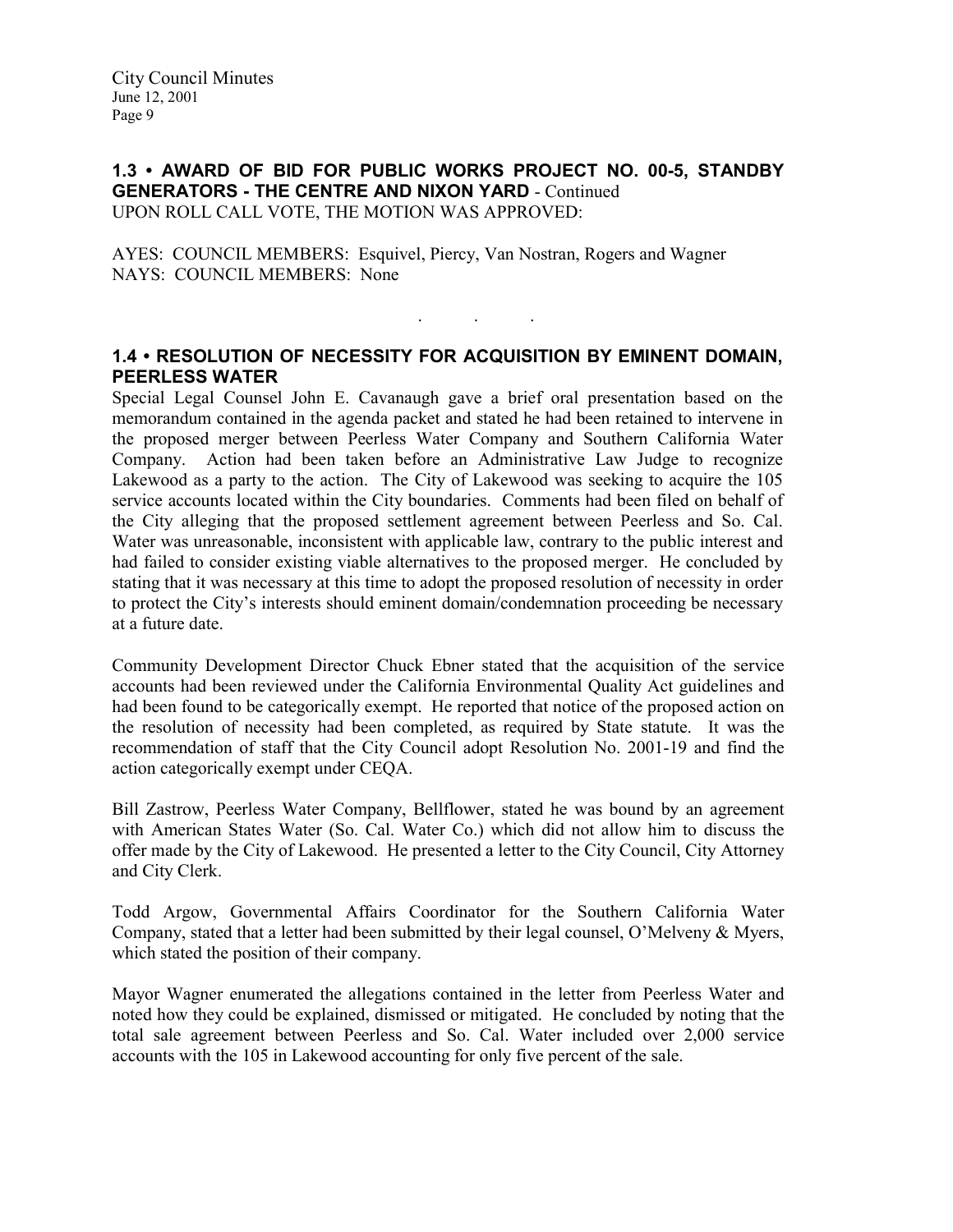**1.3 • AWARD OF BID FOR PUBLIC WORKS PROJECT NO. 00-5, STANDBY GENERATORS - THE CENTRE AND NIXON YARD** - Continued
UPON ROLL CALL VOTE, THE MOTION WAS APPROVED:

AYES: COUNCIL MEMBERS: Esquivel, Piercy, Van Nostran, Rogers and Wagner
NAYS: COUNCIL MEMBERS: None

. . .

**1.4 • RESOLUTION OF NECESSITY FOR ACQUISITION BY EMINENT DOMAIN, PEERLESS WATER**

Special Legal Counsel John E. Cavanaugh gave a brief oral presentation based on the memorandum contained in the agenda packet and stated he had been retained to intervene in the proposed merger between Peerless Water Company and Southern California Water Company. Action had been taken before an Administrative Law Judge to recognize Lakewood as a party to the action. The City of Lakewood was seeking to acquire the 105 service accounts located within the City boundaries. Comments had been filed on behalf of the City alleging that the proposed settlement agreement between Peerless and So. Cal. Water was unreasonable, inconsistent with applicable law, contrary to the public interest and had failed to consider existing viable alternatives to the proposed merger. He concluded by stating that it was necessary at this time to adopt the proposed resolution of necessity in order to protect the City's interests should eminent domain/condemnation proceeding be necessary at a future date.

Community Development Director Chuck Ebner stated that the acquisition of the service accounts had been reviewed under the California Environmental Quality Act guidelines and had been found to be categorically exempt. He reported that notice of the proposed action on the resolution of necessity had been completed, as required by State statute. It was the recommendation of staff that the City Council adopt Resolution No. 2001-19 and find the action categorically exempt under CEQA.

Bill Zastrow, Peerless Water Company, Bellflower, stated he was bound by an agreement with American States Water (So. Cal. Water Co.) which did not allow him to discuss the offer made by the City of Lakewood. He presented a letter to the City Council, City Attorney and City Clerk.

Todd Argow, Governmental Affairs Coordinator for the Southern California Water Company, stated that a letter had been submitted by their legal counsel, O'Melveny & Myers, which stated the position of their company.

Mayor Wagner enumerated the allegations contained in the letter from Peerless Water and noted how they could be explained, dismissed or mitigated. He concluded by noting that the total sale agreement between Peerless and So. Cal. Water included over 2,000 service accounts with the 105 in Lakewood accounting for only five percent of the sale.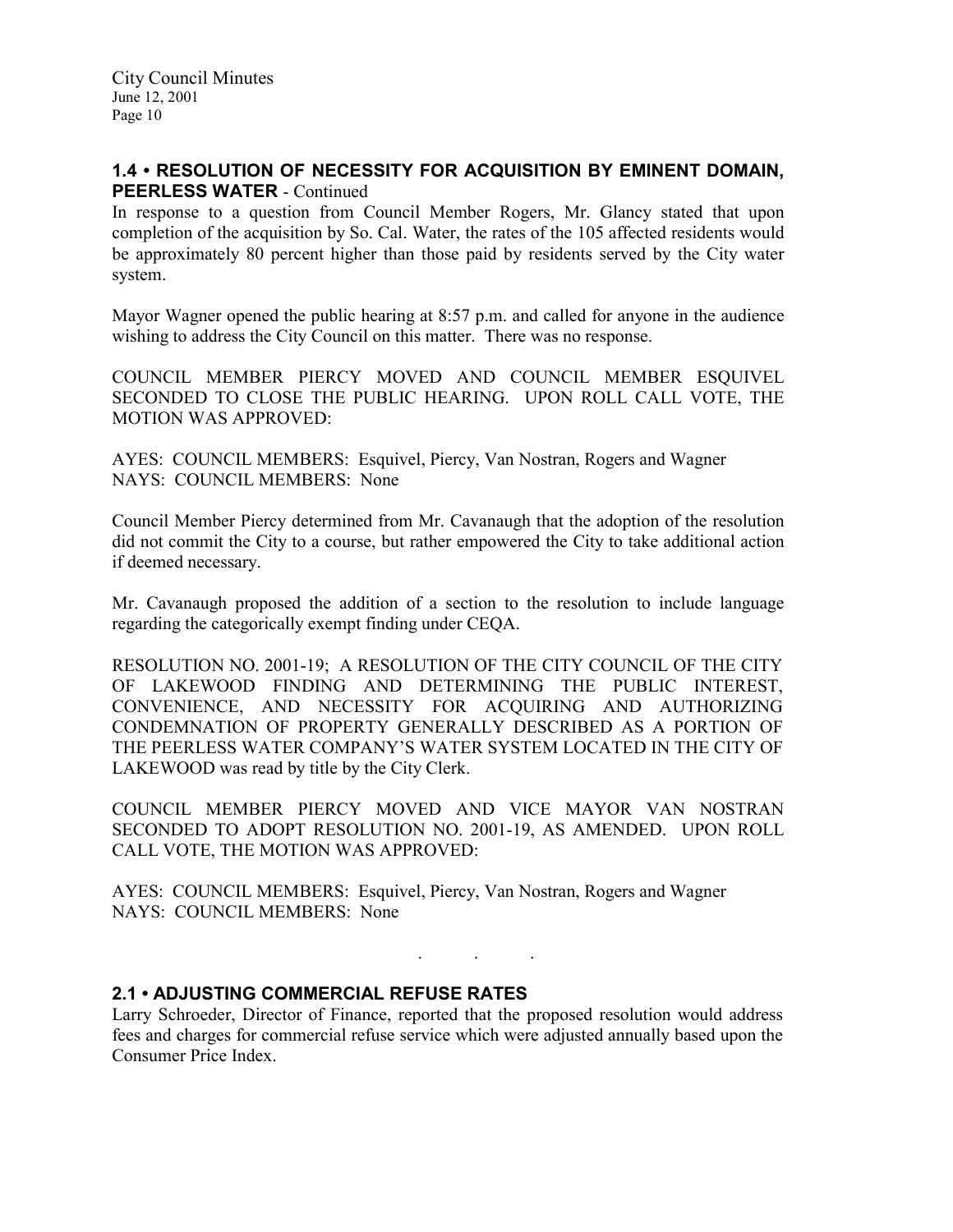## 1.4 • RESOLUTION OF NECESSITY FOR ACQUISITION BY EMINENT DOMAIN, PEERLESS WATER - Continued

In response to a question from Council Member Rogers, Mr. Glancy stated that upon completion of the acquisition by So. Cal. Water, the rates of the 105 affected residents would be approximately 80 percent higher than those paid by residents served by the City water system.

Mayor Wagner opened the public hearing at 8:57 p.m. and called for anyone in the audience wishing to address the City Council on this matter. There was no response.

COUNCIL MEMBER PIERCY MOVED AND COUNCIL MEMBER ESQUIVEL SECONDED TO CLOSE THE PUBLIC HEARING. UPON ROLL CALL VOTE, THE MOTION WAS APPROVED:

AYES: COUNCIL MEMBERS: Esquivel, Piercy, Van Nostran, Rogers and Wagner
NAYS: COUNCIL MEMBERS: None

Council Member Piercy determined from Mr. Cavanaugh that the adoption of the resolution did not commit the City to a course, but rather empowered the City to take additional action if deemed necessary.

Mr. Cavanaugh proposed the addition of a section to the resolution to include language regarding the categorically exempt finding under CEQA.

RESOLUTION NO. 2001-19; A RESOLUTION OF THE CITY COUNCIL OF THE CITY OF LAKEWOOD FINDING AND DETERMINING THE PUBLIC INTEREST, CONVENIENCE, AND NECESSITY FOR ACQUIRING AND AUTHORIZING CONDEMNATION OF PROPERTY GENERALLY DESCRIBED AS A PORTION OF THE PEERLESS WATER COMPANY'S WATER SYSTEM LOCATED IN THE CITY OF LAKEWOOD was read by title by the City Clerk.

COUNCIL MEMBER PIERCY MOVED AND VICE MAYOR VAN NOSTRAN SECONDED TO ADOPT RESOLUTION NO. 2001-19, AS AMENDED. UPON ROLL CALL VOTE, THE MOTION WAS APPROVED:

AYES: COUNCIL MEMBERS: Esquivel, Piercy, Van Nostran, Rogers and Wagner
NAYS: COUNCIL MEMBERS: None

. . .

## 2.1 • ADJUSTING COMMERCIAL REFUSE RATES

Larry Schroeder, Director of Finance, reported that the proposed resolution would address fees and charges for commercial refuse service which were adjusted annually based upon the Consumer Price Index.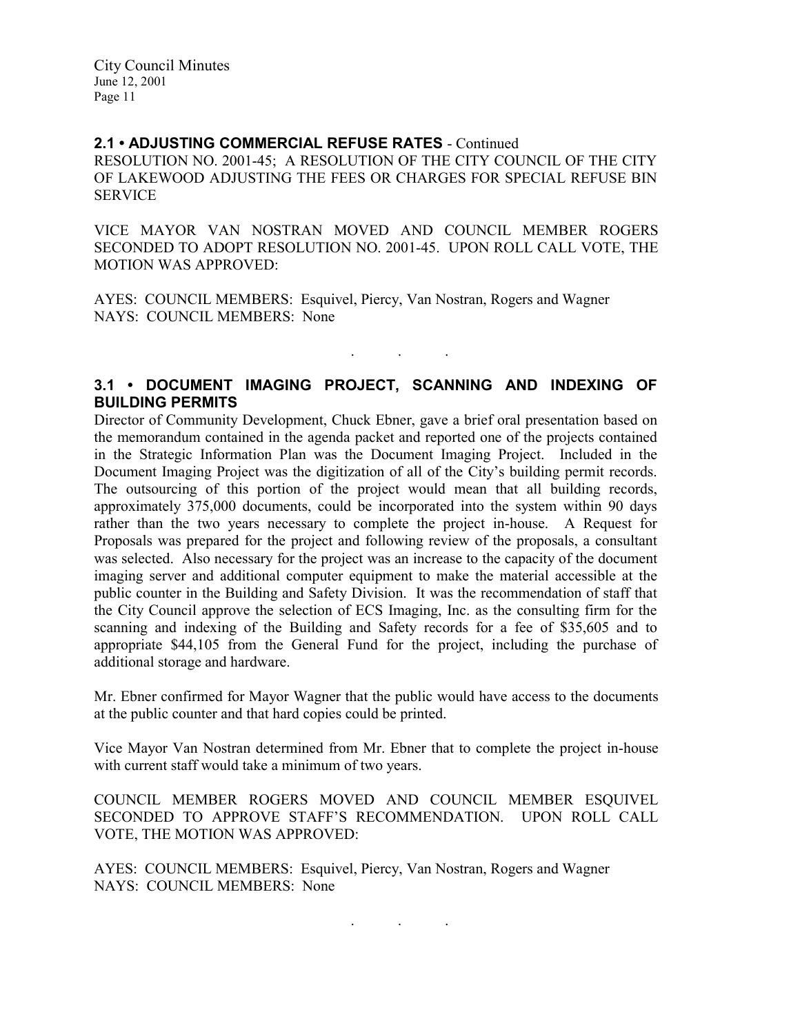## 2.1 • ADJUSTING COMMERCIAL REFUSE RATES - Continued

RESOLUTION NO. 2001-45; A RESOLUTION OF THE CITY COUNCIL OF THE CITY OF LAKEWOOD ADJUSTING THE FEES OR CHARGES FOR SPECIAL REFUSE BIN SERVICE

VICE MAYOR VAN NOSTRAN MOVED AND COUNCIL MEMBER ROGERS SECONDED TO ADOPT RESOLUTION NO. 2001-45. UPON ROLL CALL VOTE, THE MOTION WAS APPROVED:

AYES: COUNCIL MEMBERS: Esquivel, Piercy, Van Nostran, Rogers and Wagner
NAYS: COUNCIL MEMBERS: None

. . .

## 3.1 • DOCUMENT IMAGING PROJECT, SCANNING AND INDEXING OF BUILDING PERMITS

Director of Community Development, Chuck Ebner, gave a brief oral presentation based on the memorandum contained in the agenda packet and reported one of the projects contained in the Strategic Information Plan was the Document Imaging Project. Included in the Document Imaging Project was the digitization of all of the City's building permit records. The outsourcing of this portion of the project would mean that all building records, approximately 375,000 documents, could be incorporated into the system within 90 days rather than the two years necessary to complete the project in-house. A Request for Proposals was prepared for the project and following review of the proposals, a consultant was selected. Also necessary for the project was an increase to the capacity of the document imaging server and additional computer equipment to make the material accessible at the public counter in the Building and Safety Division. It was the recommendation of staff that the City Council approve the selection of ECS Imaging, Inc. as the consulting firm for the scanning and indexing of the Building and Safety records for a fee of $35,605 and to appropriate $44,105 from the General Fund for the project, including the purchase of additional storage and hardware.

Mr. Ebner confirmed for Mayor Wagner that the public would have access to the documents at the public counter and that hard copies could be printed.

Vice Mayor Van Nostran determined from Mr. Ebner that to complete the project in-house with current staff would take a minimum of two years.

COUNCIL MEMBER ROGERS MOVED AND COUNCIL MEMBER ESQUIVEL SECONDED TO APPROVE STAFF'S RECOMMENDATION. UPON ROLL CALL VOTE, THE MOTION WAS APPROVED:

AYES: COUNCIL MEMBERS: Esquivel, Piercy, Van Nostran, Rogers and Wagner
NAYS: COUNCIL MEMBERS: None

. . .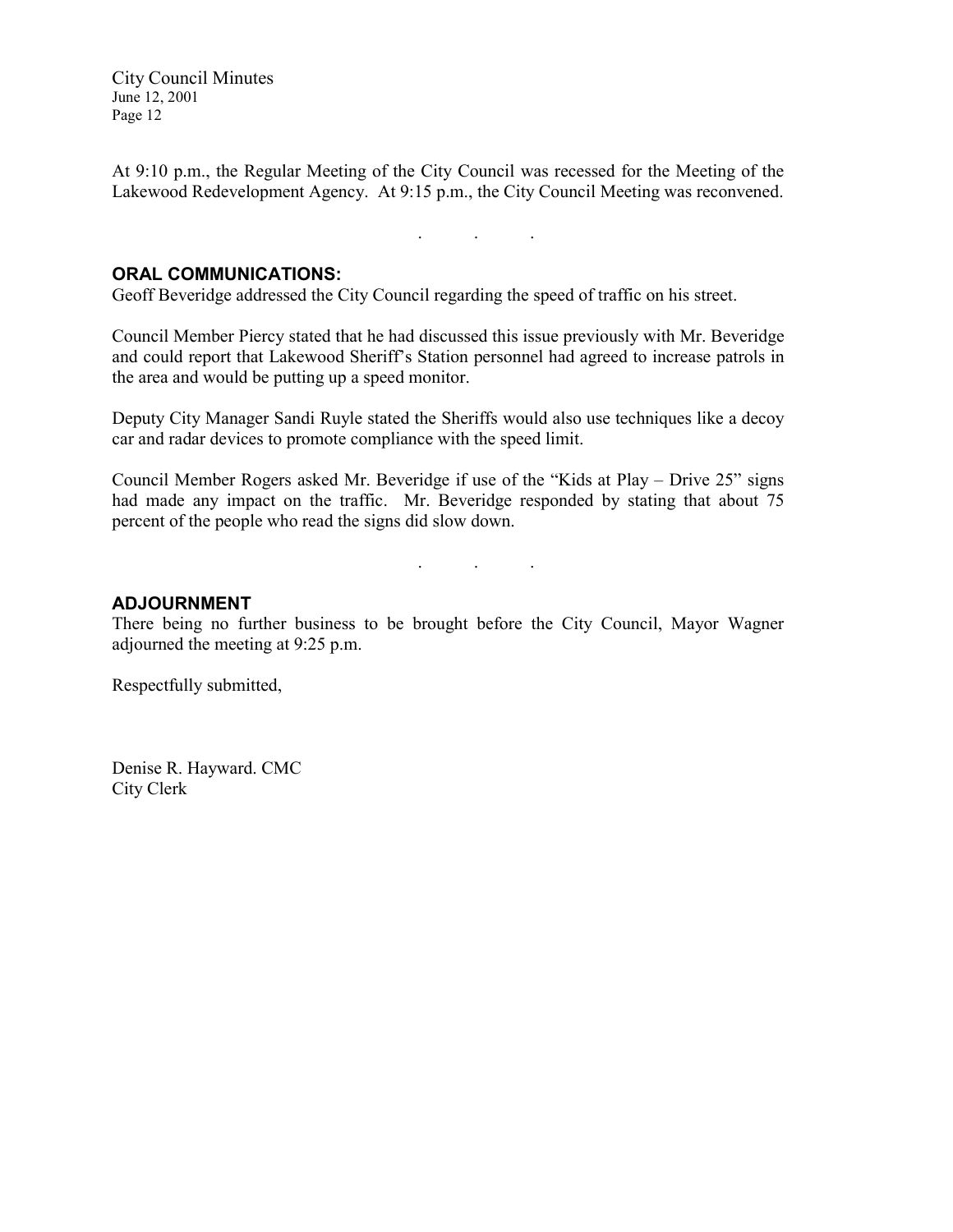At 9:10 p.m., the Regular Meeting of the City Council was recessed for the Meeting of the Lakewood Redevelopment Agency. At 9:15 p.m., the City Council Meeting was reconvened.

. . .

**ORAL COMMUNICATIONS:**

Geoff Beveridge addressed the City Council regarding the speed of traffic on his street.

Council Member Piercy stated that he had discussed this issue previously with Mr. Beveridge and could report that Lakewood Sheriff's Station personnel had agreed to increase patrols in the area and would be putting up a speed monitor.

Deputy City Manager Sandi Ruyle stated the Sheriffs would also use techniques like a decoy car and radar devices to promote compliance with the speed limit.

Council Member Rogers asked Mr. Beveridge if use of the "Kids at Play – Drive 25" signs had made any impact on the traffic. Mr. Beveridge responded by stating that about 75 percent of the people who read the signs did slow down.

. . .

**ADJOURNMENT**

There being no further business to be brought before the City Council, Mayor Wagner adjourned the meeting at 9:25 p.m.

Respectfully submitted,

Denise R. Hayward. CMC
City Clerk